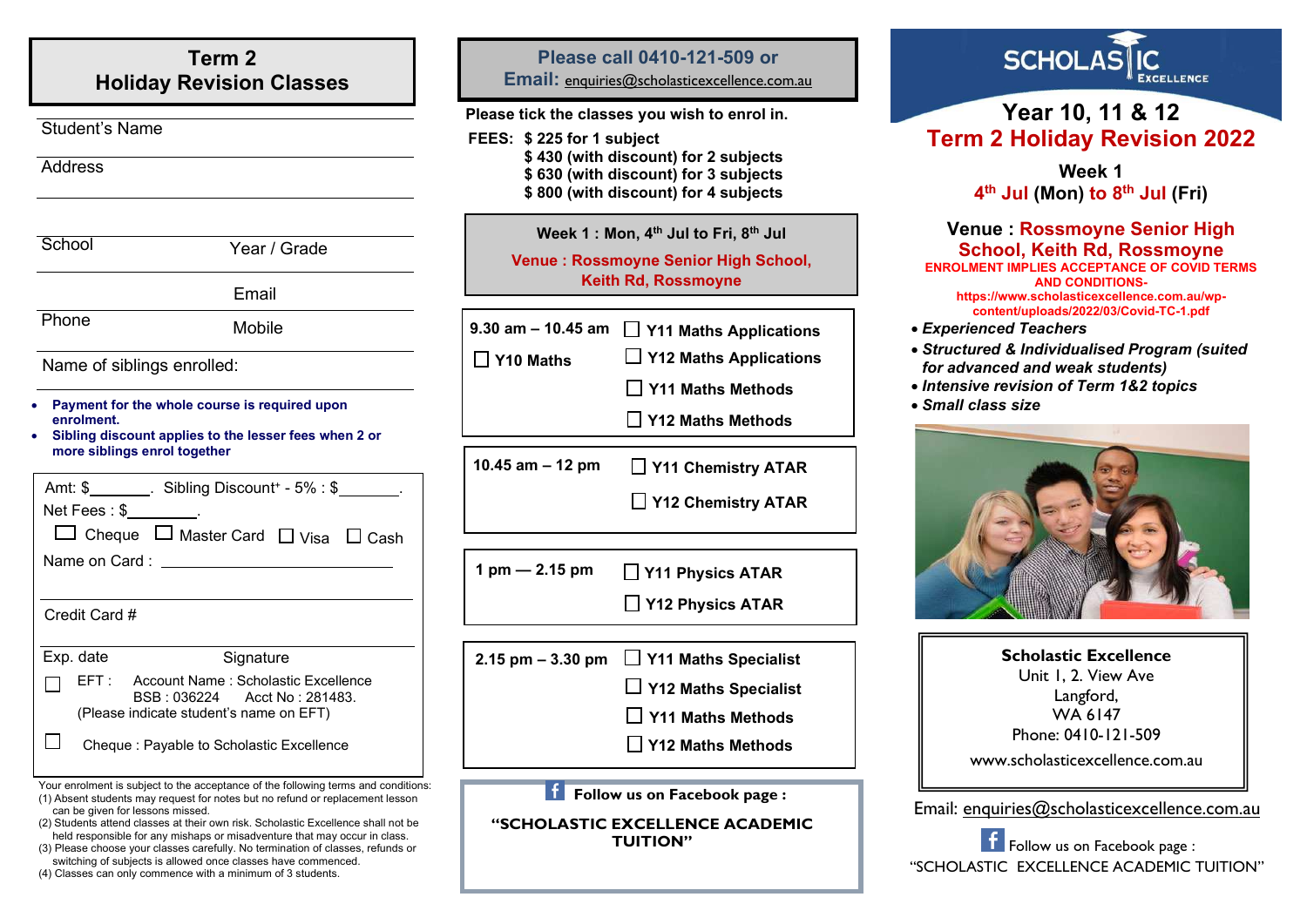## Term 2 Holiday Revision Classes

Student's Name

Address

School Year / Grade

Email

Phone Mobile

Name of siblings enrolled:

- **Payment for the whole course is required upon enrolment.**
- **Sibling discount applies to the lesser fees when 2 or more siblings enrol together**

Amt: $\_\_\_\_\_\_\_. Sibling Discount⁺ - 5% : $\_\_\_\_\_\_\_.

Net Fees : $\_\_\_\_\_\_\_\_.

☐ Cheque ☐ Master Card ☐ Visa ☐ Cash

Name on Card : \_\_\_\_\_\_\_\_\_\_\_\_\_\_\_\_\_\_\_\_

Credit Card #

Exp. date Signature

☐ EFT : Account Name : Scholastic Excellence
BSB : 036224 Acct No : 281483.
(Please indicate student's name on EFT)

☐ Cheque : Payable to Scholastic Excellence

Your enrolment is subject to the acceptance of the following terms and conditions:

(1) Absent students may request for notes but no refund or replacement lesson can be given for lessons missed.
(2) Students attend classes at their own risk. Scholastic Excellence shall not be held responsible for any mishaps or misadventure that may occur in class.
(3) Please choose your classes carefully. No termination of classes, refunds or switching of subjects is allowed once classes have commenced.
(4) Classes can only commence with a minimum of 3 students.

**Please call 0410-121-509 or Email: enquiries@scholasticexcellence.com.au**

**Please tick the classes you wish to enrol in.**

**FEES:**
- **$ 225 for 1 subject**
- **$ 430 (with discount) for 2 subjects**
- **$ 630 (with discount) for 3 subjects**
- **$ 800 (with discount) for 4 subjects**

**Week 1 : Mon, 4th Jul to Fri, 8th Jul**

**Venue : Rossmoyne Senior High School, Keith Rd, Rossmoyne**

| Time | Classes |
|---|---|
| **9.30 am – 10.45 am** | ☐ **Y10 Maths**<br>☐ **Y11 Maths Applications**<br>☐ **Y12 Maths Applications**<br>☐ **Y11 Maths Methods**<br>☐ **Y12 Maths Methods** |
| **10.45 am – 12 pm** | ☐ **Y11 Chemistry ATAR**<br>☐ **Y12 Chemistry ATAR** |
| **1 pm — 2.15 pm** | ☐ **Y11 Physics ATAR**<br>☐ **Y12 Physics ATAR** |
| **2.15 pm – 3.30 pm** | ☐ **Y11 Maths Specialist**<br>☐ **Y12 Maths Specialist**<br>☐ **Y11 Maths Methods**<br>☐ **Y12 Maths Methods** |

**Follow us on Facebook page :**

**"SCHOLASTIC EXCELLENCE ACADEMIC TUITION"**

SCHOLASTIC EXCELLENCE

# Year 10, 11 & 12
# Term 2 Holiday Revision 2022

**Week 1**

**4th Jul (Mon) to 8th Jul (Fri)**

**Venue : Rossmoyne Senior High School, Keith Rd, Rossmoyne**

**ENROLMENT IMPLIES ACCEPTANCE OF COVID TERMS AND CONDITIONS-**
**https://www.scholasticexcellence.com.au/wp-content/uploads/2022/03/Covid-TC-1.pdf**

- ***Experienced Teachers***
- ***Structured & Individualised Program (suited for advanced and weak students)***
- ***Intensive revision of Term 1&2 topics***
- ***Small class size***

**Scholastic Excellence**
Unit 1, 2. View Ave
Langford,
WA 6147
Phone: 0410-121-509
www.scholasticexcellence.com.au

Email: enquiries@scholasticexcellence.com.au

Follow us on Facebook page :
"SCHOLASTIC EXCELLENCE ACADEMIC TUITION"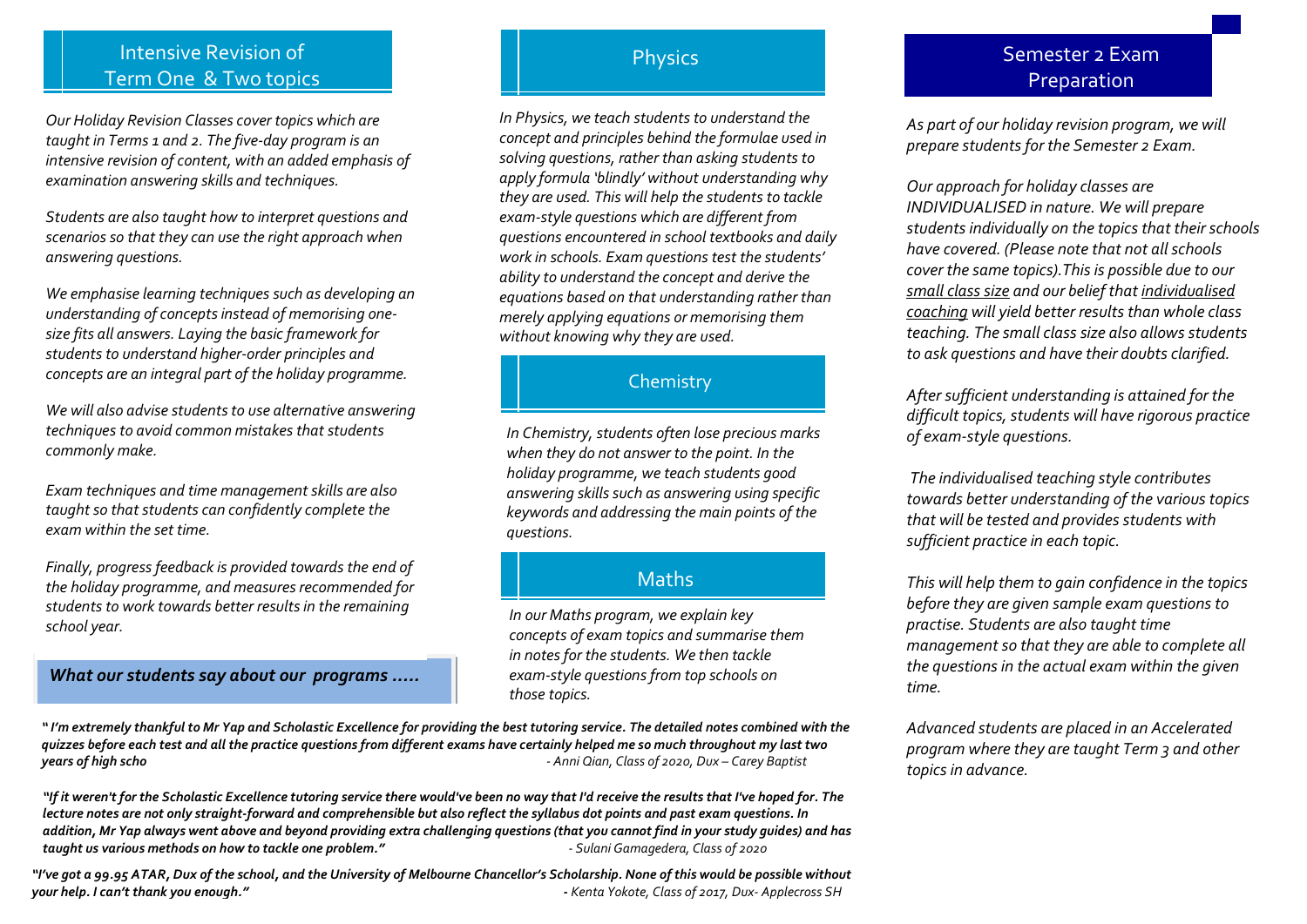## Intensive Revision of Term One & Two topics

*Our Holiday Revision Classes cover topics which are taught in Terms 1 and 2. The five-day program is an intensive revision of content, with an added emphasis of examination answering skills and techniques.*

*Students are also taught how to interpret questions and scenarios so that they can use the right approach when answering questions.*

*We emphasise learning techniques such as developing an understanding of concepts instead of memorising one-size fits all answers. Laying the basic framework for students to understand higher-order principles and concepts are an integral part of the holiday programme.*

*We will also advise students to use alternative answering techniques to avoid common mistakes that students commonly make.*

*Exam techniques and time management skills are also taught so that students can confidently complete the exam within the set time.*

*Finally, progress feedback is provided towards the end of the holiday programme, and measures recommended for students to work towards better results in the remaining school year.*

## Physics

*In Physics, we teach students to understand the concept and principles behind the formulae used in solving questions, rather than asking students to apply formula 'blindly' without understanding why they are used. This will help the students to tackle exam-style questions which are different from questions encountered in school textbooks and daily work in schools. Exam questions test the students' ability to understand the concept and derive the equations based on that understanding rather than merely applying equations or memorising them without knowing why they are used.*

## Chemistry

*In Chemistry, students often lose precious marks when they do not answer to the point. In the holiday programme, we teach students good answering skills such as answering using specific keywords and addressing the main points of the questions.*

## Maths

*In our Maths program, we explain key concepts of exam topics and summarise them in notes for the students. We then tackle exam-style questions from top schools on those topics.*

## Semester 2 Exam Preparation

*As part of our holiday revision program, we will prepare students for the Semester 2 Exam.*

*Our approach for holiday classes are INDIVIDUALISED in nature. We will prepare students individually on the topics that their schools have covered. (Please note that not all schools cover the same topics).This is possible due to our small class size and our belief that individualised coaching will yield better results than whole class teaching. The small class size also allows students to ask questions and have their doubts clarified.*

*After sufficient understanding is attained for the difficult topics, students will have rigorous practice of exam-style questions.*

*The individualised teaching style contributes towards better understanding of the various topics that will be tested and provides students with sufficient practice in each topic.*

*This will help them to gain confidence in the topics before they are given sample exam questions to practise. Students are also taught time management so that they are able to complete all the questions in the actual exam within the given time.*

*Advanced students are placed in an Accelerated program where they are taught Term 3 and other topics in advance.*

### *What our students say about our programs .....*

***" I'm extremely thankful to Mr Yap and Scholastic Excellence for providing the best tutoring service. The detailed notes combined with the quizzes before each test and all the practice questions from different exams have certainly helped me so much throughout my last two years of high scho***

*- Anni Qian, Class of 2020, Dux – Carey Baptist*

***"If it weren't for the Scholastic Excellence tutoring service there would've been no way that I'd receive the results that I've hoped for. The lecture notes are not only straight-forward and comprehensible but also reflect the syllabus dot points and past exam questions. In addition, Mr Yap always went above and beyond providing extra challenging questions (that you cannot find in your study guides) and has taught us various methods on how to tackle one problem."***

*- Sulani Gamagedera, Class of 2020*

***"I've got a 99.95 ATAR, Dux of the school, and the University of Melbourne Chancellor's Scholarship. None of this would be possible without your help. I can't thank you enough."***

*- Kenta Yokote, Class of 2017, Dux- Applecross SH*